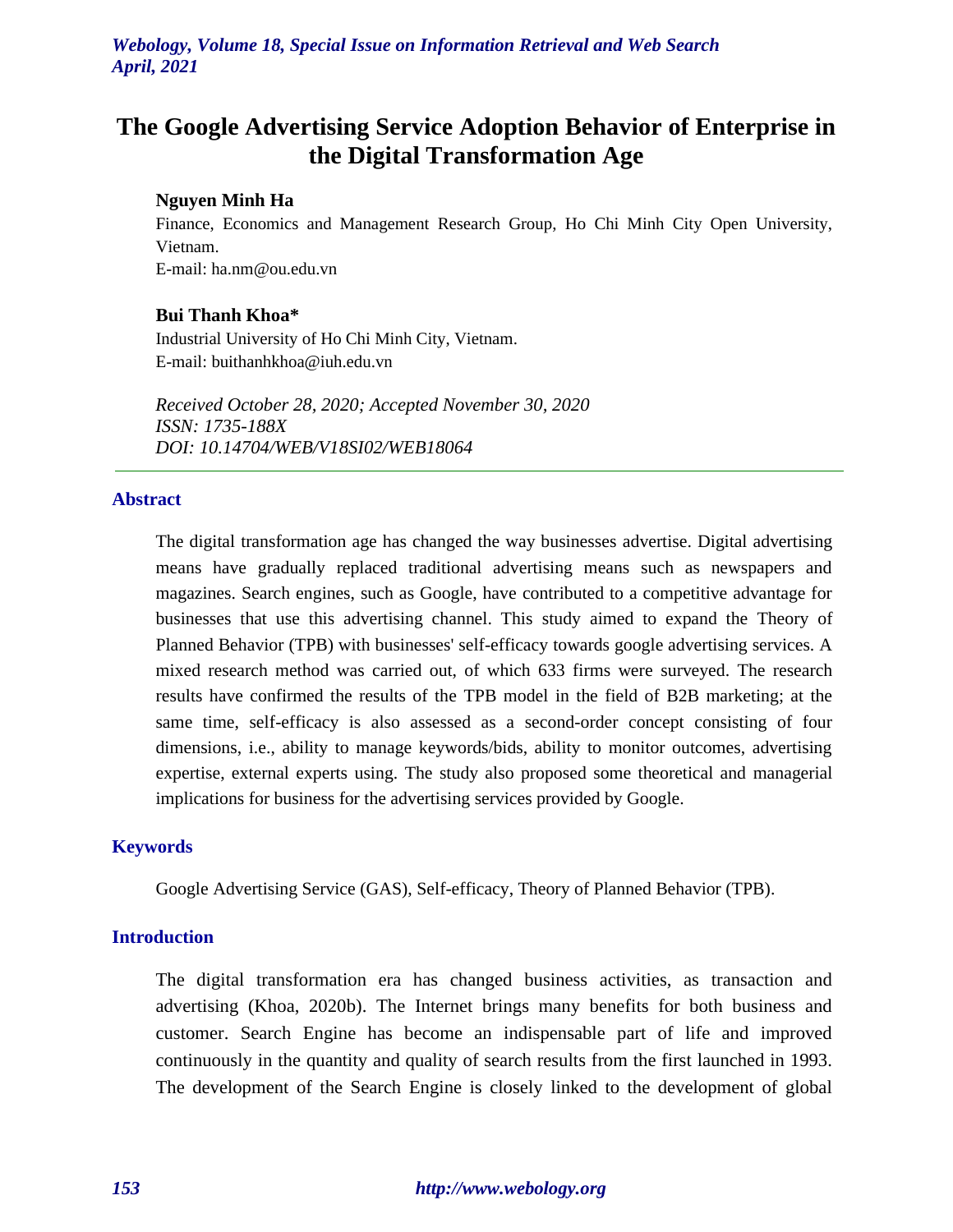# The Google Advertising Service Adoption Behavior of Enterprise in the Digital Transformation Age

**Nguyen Minh Ha**

Finance, Economics and Management Research Group, Ho Chi Minh City Open University, Vietnam.

E-mail: ha.nm@ou.edu.vn

**Bui Thanh Khoa***

Industrial University of Ho Chi Minh City, Vietnam.

E-mail: buithanhkhoa@iuh.edu.vn

*Received October 28, 2020; Accepted November 30, 2020*

*ISSN: 1735-188X*

*DOI: 10.14704/WEB/V18SI02/WEB18064*

---

## Abstract

The digital transformation age has changed the way businesses advertise. Digital advertising means have gradually replaced traditional advertising means such as newspapers and magazines. Search engines, such as Google, have contributed to a competitive advantage for businesses that use this advertising channel. This study aimed to expand the Theory of Planned Behavior (TPB) with businesses' self-efficacy towards google advertising services. A mixed research method was carried out, of which 633 firms were surveyed. The research results have confirmed the results of the TPB model in the field of B2B marketing; at the same time, self-efficacy is also assessed as a second-order concept consisting of four dimensions, i.e., ability to manage keywords/bids, ability to monitor outcomes, advertising expertise, external experts using. The study also proposed some theoretical and managerial implications for business for the advertising services provided by Google.

## Keywords

Google Advertising Service (GAS), Self-efficacy, Theory of Planned Behavior (TPB).

## Introduction

The digital transformation era has changed business activities, as transaction and advertising (Khoa, 2020b). The Internet brings many benefits for both business and customer. Search Engine has become an indispensable part of life and improved continuously in the quantity and quality of search results from the first launched in 1993. The development of the Search Engine is closely linked to the development of global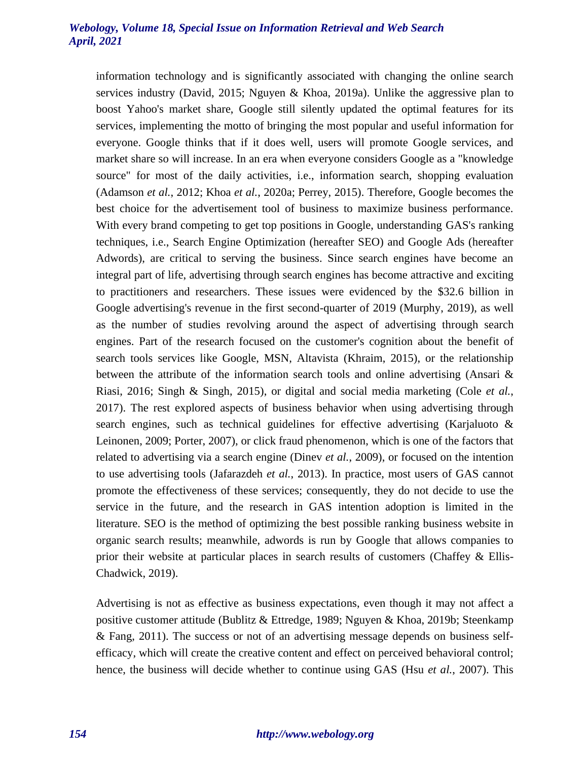information technology and is significantly associated with changing the online search services industry (David, 2015; Nguyen & Khoa, 2019a). Unlike the aggressive plan to boost Yahoo's market share, Google still silently updated the optimal features for its services, implementing the motto of bringing the most popular and useful information for everyone. Google thinks that if it does well, users will promote Google services, and market share so will increase. In an era when everyone considers Google as a "knowledge source" for most of the daily activities, i.e., information search, shopping evaluation (Adamson *et al.*, 2012; Khoa *et al.*, 2020a; Perrey, 2015). Therefore, Google becomes the best choice for the advertisement tool of business to maximize business performance. With every brand competing to get top positions in Google, understanding GAS's ranking techniques, i.e., Search Engine Optimization (hereafter SEO) and Google Ads (hereafter Adwords), are critical to serving the business. Since search engines have become an integral part of life, advertising through search engines has become attractive and exciting to practitioners and researchers. These issues were evidenced by the $32.6 billion in Google advertising's revenue in the first second-quarter of 2019 (Murphy, 2019), as well as the number of studies revolving around the aspect of advertising through search engines. Part of the research focused on the customer's cognition about the benefit of search tools services like Google, MSN, Altavista (Khraim, 2015), or the relationship between the attribute of the information search tools and online advertising (Ansari & Riasi, 2016; Singh & Singh, 2015), or digital and social media marketing (Cole *et al.*, 2017). The rest explored aspects of business behavior when using advertising through search engines, such as technical guidelines for effective advertising (Karjaluoto & Leinonen, 2009; Porter, 2007), or click fraud phenomenon, which is one of the factors that related to advertising via a search engine (Dinev *et al.*, 2009), or focused on the intention to use advertising tools (Jafarazdeh *et al.*, 2013). In practice, most users of GAS cannot promote the effectiveness of these services; consequently, they do not decide to use the service in the future, and the research in GAS intention adoption is limited in the literature. SEO is the method of optimizing the best possible ranking business website in organic search results; meanwhile, adwords is run by Google that allows companies to prior their website at particular places in search results of customers (Chaffey & Ellis-Chadwick, 2019).

Advertising is not as effective as business expectations, even though it may not affect a positive customer attitude (Bublitz & Ettredge, 1989; Nguyen & Khoa, 2019b; Steenkamp & Fang, 2011). The success or not of an advertising message depends on business self-efficacy, which will create the creative content and effect on perceived behavioral control; hence, the business will decide whether to continue using GAS (Hsu *et al.*, 2007). This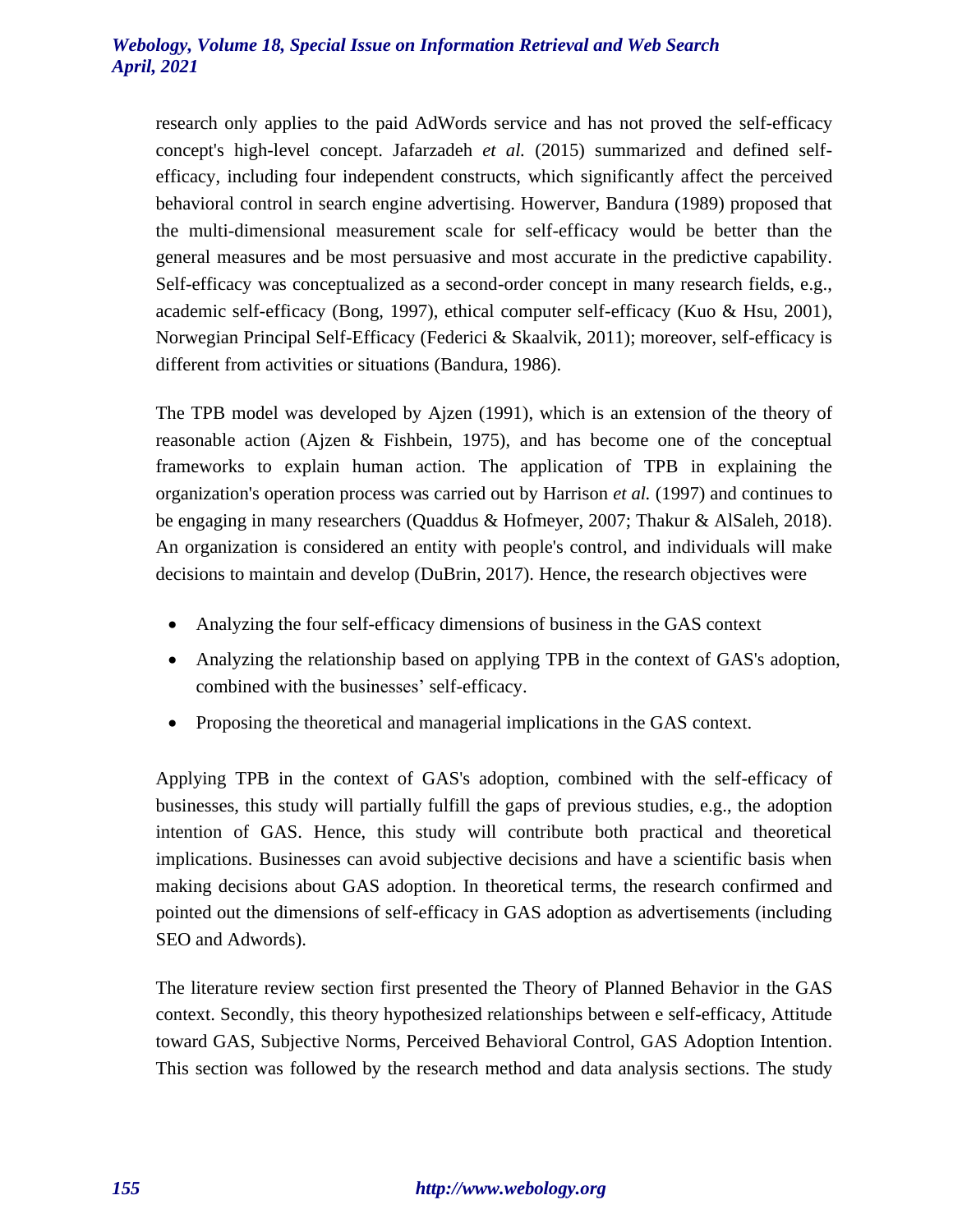research only applies to the paid AdWords service and has not proved the self-efficacy concept's high-level concept. Jafarzadeh *et al.* (2015) summarized and defined self-efficacy, including four independent constructs, which significantly affect the perceived behavioral control in search engine advertising. However, Bandura (1989) proposed that the multi-dimensional measurement scale for self-efficacy would be better than the general measures and be most persuasive and most accurate in the predictive capability. Self-efficacy was conceptualized as a second-order concept in many research fields, e.g., academic self-efficacy (Bong, 1997), ethical computer self-efficacy (Kuo & Hsu, 2001), Norwegian Principal Self-Efficacy (Federici & Skaalvik, 2011); moreover, self-efficacy is different from activities or situations (Bandura, 1986).

The TPB model was developed by Ajzen (1991), which is an extension of the theory of reasonable action (Ajzen & Fishbein, 1975), and has become one of the conceptual frameworks to explain human action. The application of TPB in explaining the organization's operation process was carried out by Harrison *et al.* (1997) and continues to be engaging in many researchers (Quaddus & Hofmeyer, 2007; Thakur & AlSaleh, 2018). An organization is considered an entity with people's control, and individuals will make decisions to maintain and develop (DuBrin, 2017). Hence, the research objectives were

- Analyzing the four self-efficacy dimensions of business in the GAS context
- Analyzing the relationship based on applying TPB in the context of GAS's adoption, combined with the businesses' self-efficacy.
- Proposing the theoretical and managerial implications in the GAS context.

Applying TPB in the context of GAS's adoption, combined with the self-efficacy of businesses, this study will partially fulfill the gaps of previous studies, e.g., the adoption intention of GAS. Hence, this study will contribute both practical and theoretical implications. Businesses can avoid subjective decisions and have a scientific basis when making decisions about GAS adoption. In theoretical terms, the research confirmed and pointed out the dimensions of self-efficacy in GAS adoption as advertisements (including SEO and Adwords).

The literature review section first presented the Theory of Planned Behavior in the GAS context. Secondly, this theory hypothesized relationships between e self-efficacy, Attitude toward GAS, Subjective Norms, Perceived Behavioral Control, GAS Adoption Intention. This section was followed by the research method and data analysis sections. The study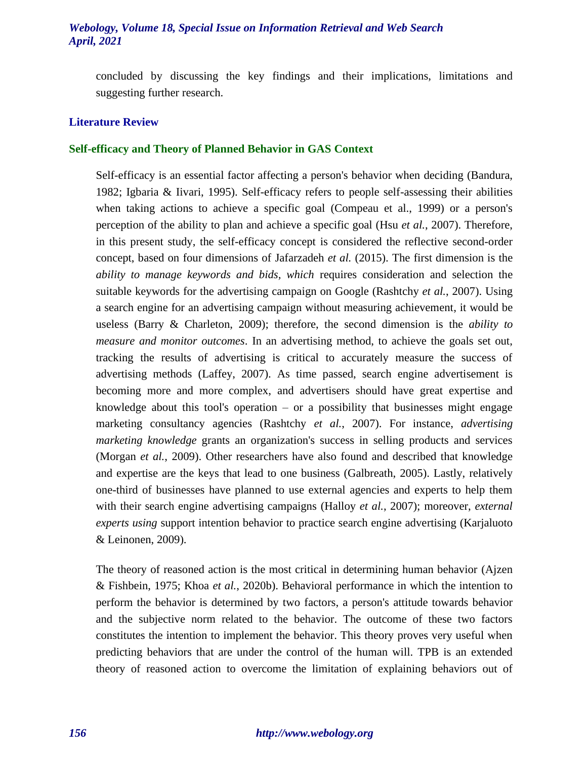concluded by discussing the key findings and their implications, limitations and suggesting further research.

## Literature Review

### Self-efficacy and Theory of Planned Behavior in GAS Context

Self-efficacy is an essential factor affecting a person's behavior when deciding (Bandura, 1982; Igbaria & Iivari, 1995). Self-efficacy refers to people self-assessing their abilities when taking actions to achieve a specific goal (Compeau et al., 1999) or a person's perception of the ability to plan and achieve a specific goal (Hsu *et al.*, 2007). Therefore, in this present study, the self-efficacy concept is considered the reflective second-order concept, based on four dimensions of Jafarzadeh *et al.* (2015). The first dimension is the *ability to manage keywords and bids, which* requires consideration and selection the suitable keywords for the advertising campaign on Google (Rashtchy *et al.*, 2007). Using a search engine for an advertising campaign without measuring achievement, it would be useless (Barry & Charleton, 2009); therefore, the second dimension is the *ability to measure and monitor outcomes*. In an advertising method, to achieve the goals set out, tracking the results of advertising is critical to accurately measure the success of advertising methods (Laffey, 2007). As time passed, search engine advertisement is becoming more and more complex, and advertisers should have great expertise and knowledge about this tool's operation – or a possibility that businesses might engage marketing consultancy agencies (Rashtchy *et al.*, 2007). For instance, *advertising marketing knowledge* grants an organization's success in selling products and services (Morgan *et al.*, 2009). Other researchers have also found and described that knowledge and expertise are the keys that lead to one business (Galbreath, 2005). Lastly, relatively one-third of businesses have planned to use external agencies and experts to help them with their search engine advertising campaigns (Halloy *et al.*, 2007); moreover, *external experts using* support intention behavior to practice search engine advertising (Karjaluoto & Leinonen, 2009).

The theory of reasoned action is the most critical in determining human behavior (Ajzen & Fishbein, 1975; Khoa *et al.*, 2020b). Behavioral performance in which the intention to perform the behavior is determined by two factors, a person's attitude towards behavior and the subjective norm related to the behavior. The outcome of these two factors constitutes the intention to implement the behavior. This theory proves very useful when predicting behaviors that are under the control of the human will. TPB is an extended theory of reasoned action to overcome the limitation of explaining behaviors out of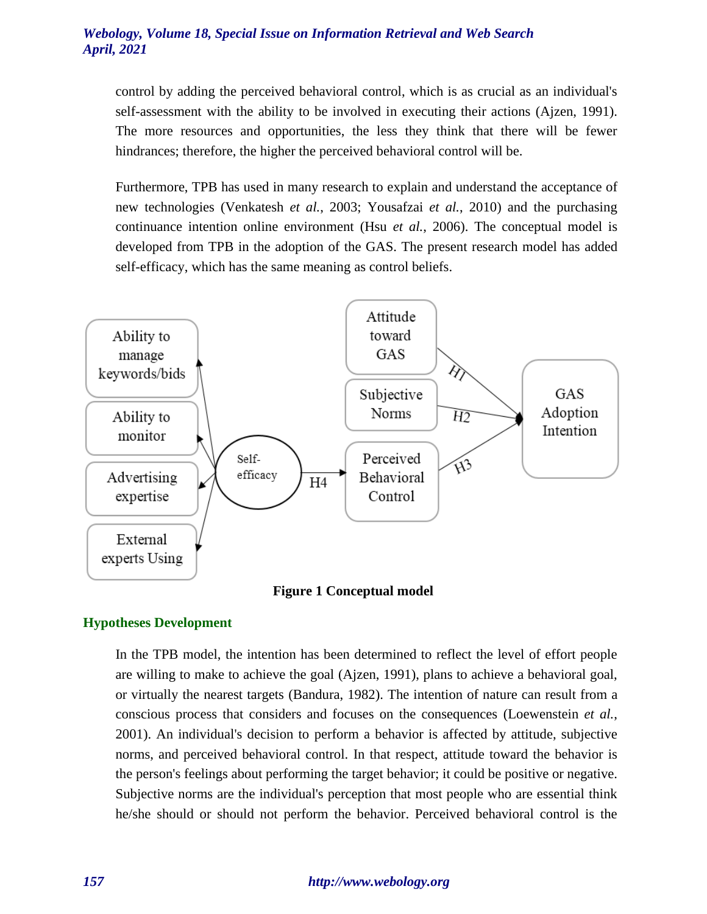control by adding the perceived behavioral control, which is as crucial as an individual's self-assessment with the ability to be involved in executing their actions (Ajzen, 1991). The more resources and opportunities, the less they think that there will be fewer hindrances; therefore, the higher the perceived behavioral control will be.

Furthermore, TPB has used in many research to explain and understand the acceptance of new technologies (Venkatesh *et al.*, 2003; Yousafzai *et al.*, 2010) and the purchasing continuance intention online environment (Hsu *et al.*, 2006). The conceptual model is developed from TPB in the adoption of the GAS. The present research model has added self-efficacy, which has the same meaning as control beliefs.

**Figure 1 Conceptual model**

## Hypotheses Development

In the TPB model, the intention has been determined to reflect the level of effort people are willing to make to achieve the goal (Ajzen, 1991), plans to achieve a behavioral goal, or virtually the nearest targets (Bandura, 1982). The intention of nature can result from a conscious process that considers and focuses on the consequences (Loewenstein *et al.*, 2001). An individual's decision to perform a behavior is affected by attitude, subjective norms, and perceived behavioral control. In that respect, attitude toward the behavior is the person's feelings about performing the target behavior; it could be positive or negative. Subjective norms are the individual's perception that most people who are essential think he/she should or should not perform the behavior. Perceived behavioral control is the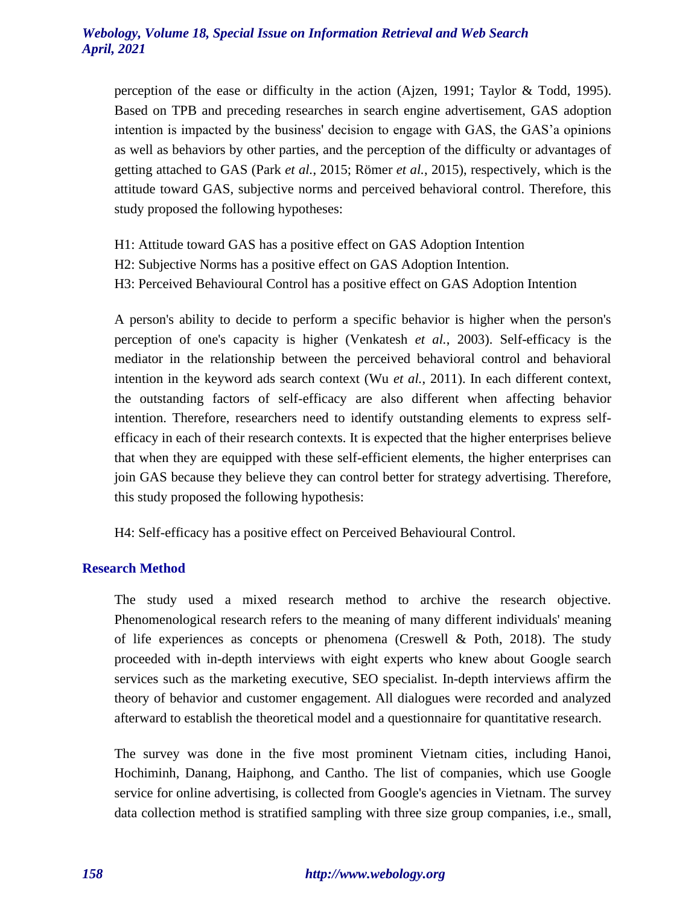perception of the ease or difficulty in the action (Ajzen, 1991; Taylor & Todd, 1995). Based on TPB and preceding researches in search engine advertisement, GAS adoption intention is impacted by the business' decision to engage with GAS, the GAS'a opinions as well as behaviors by other parties, and the perception of the difficulty or advantages of getting attached to GAS (Park *et al.*, 2015; Römer *et al.*, 2015), respectively, which is the attitude toward GAS, subjective norms and perceived behavioral control. Therefore, this study proposed the following hypotheses:

H1: Attitude toward GAS has a positive effect on GAS Adoption Intention
H2: Subjective Norms has a positive effect on GAS Adoption Intention.
H3: Perceived Behavioural Control has a positive effect on GAS Adoption Intention

A person's ability to decide to perform a specific behavior is higher when the person's perception of one's capacity is higher (Venkatesh *et al.*, 2003). Self-efficacy is the mediator in the relationship between the perceived behavioral control and behavioral intention in the keyword ads search context (Wu *et al.*, 2011). In each different context, the outstanding factors of self-efficacy are also different when affecting behavior intention. Therefore, researchers need to identify outstanding elements to express self-efficacy in each of their research contexts. It is expected that the higher enterprises believe that when they are equipped with these self-efficient elements, the higher enterprises can join GAS because they believe they can control better for strategy advertising. Therefore, this study proposed the following hypothesis:

H4: Self-efficacy has a positive effect on Perceived Behavioural Control.

## Research Method

The study used a mixed research method to archive the research objective. Phenomenological research refers to the meaning of many different individuals' meaning of life experiences as concepts or phenomena (Creswell & Poth, 2018). The study proceeded with in-depth interviews with eight experts who knew about Google search services such as the marketing executive, SEO specialist. In-depth interviews affirm the theory of behavior and customer engagement. All dialogues were recorded and analyzed afterward to establish the theoretical model and a questionnaire for quantitative research.

The survey was done in the five most prominent Vietnam cities, including Hanoi, Hochiminh, Danang, Haiphong, and Cantho. The list of companies, which use Google service for online advertising, is collected from Google's agencies in Vietnam. The survey data collection method is stratified sampling with three size group companies, i.e., small,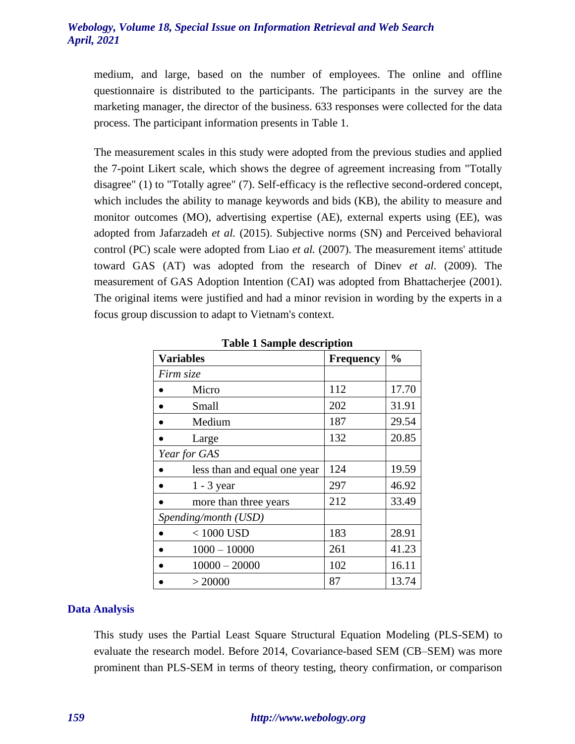medium, and large, based on the number of employees. The online and offline questionnaire is distributed to the participants. The participants in the survey are the marketing manager, the director of the business. 633 responses were collected for the data process. The participant information presents in Table 1.

The measurement scales in this study were adopted from the previous studies and applied the 7-point Likert scale, which shows the degree of agreement increasing from "Totally disagree" (1) to "Totally agree" (7). Self-efficacy is the reflective second-ordered concept, which includes the ability to manage keywords and bids (KB), the ability to measure and monitor outcomes (MO), advertising expertise (AE), external experts using (EE), was adopted from Jafarzadeh *et al.* (2015). Subjective norms (SN) and Perceived behavioral control (PC) scale were adopted from Liao *et al.* (2007). The measurement items' attitude toward GAS (AT) was adopted from the research of Dinev *et al.* (2009). The measurement of GAS Adoption Intention (CAI) was adopted from Bhattacherjee (2001). The original items were justified and had a minor revision in wording by the experts in a focus group discussion to adapt to Vietnam's context.

**Table 1 Sample description**

| Variables | Frequency | % |
|---|---|---|
| *Firm size* | | |
| • Micro | 112 | 17.70 |
| • Small | 202 | 31.91 |
| • Medium | 187 | 29.54 |
| • Large | 132 | 20.85 |
| *Year for GAS* | | |
| • less than and equal one year | 124 | 19.59 |
| • 1 - 3 year | 297 | 46.92 |
| • more than three years | 212 | 33.49 |
| *Spending/month (USD)* | | |
| • < 1000 USD | 183 | 28.91 |
| • 1000 – 10000 | 261 | 41.23 |
| • 10000 – 20000 | 102 | 16.11 |
| • > 20000 | 87 | 13.74 |

## Data Analysis

This study uses the Partial Least Square Structural Equation Modeling (PLS-SEM) to evaluate the research model. Before 2014, Covariance-based SEM (CB–SEM) was more prominent than PLS-SEM in terms of theory testing, theory confirmation, or comparison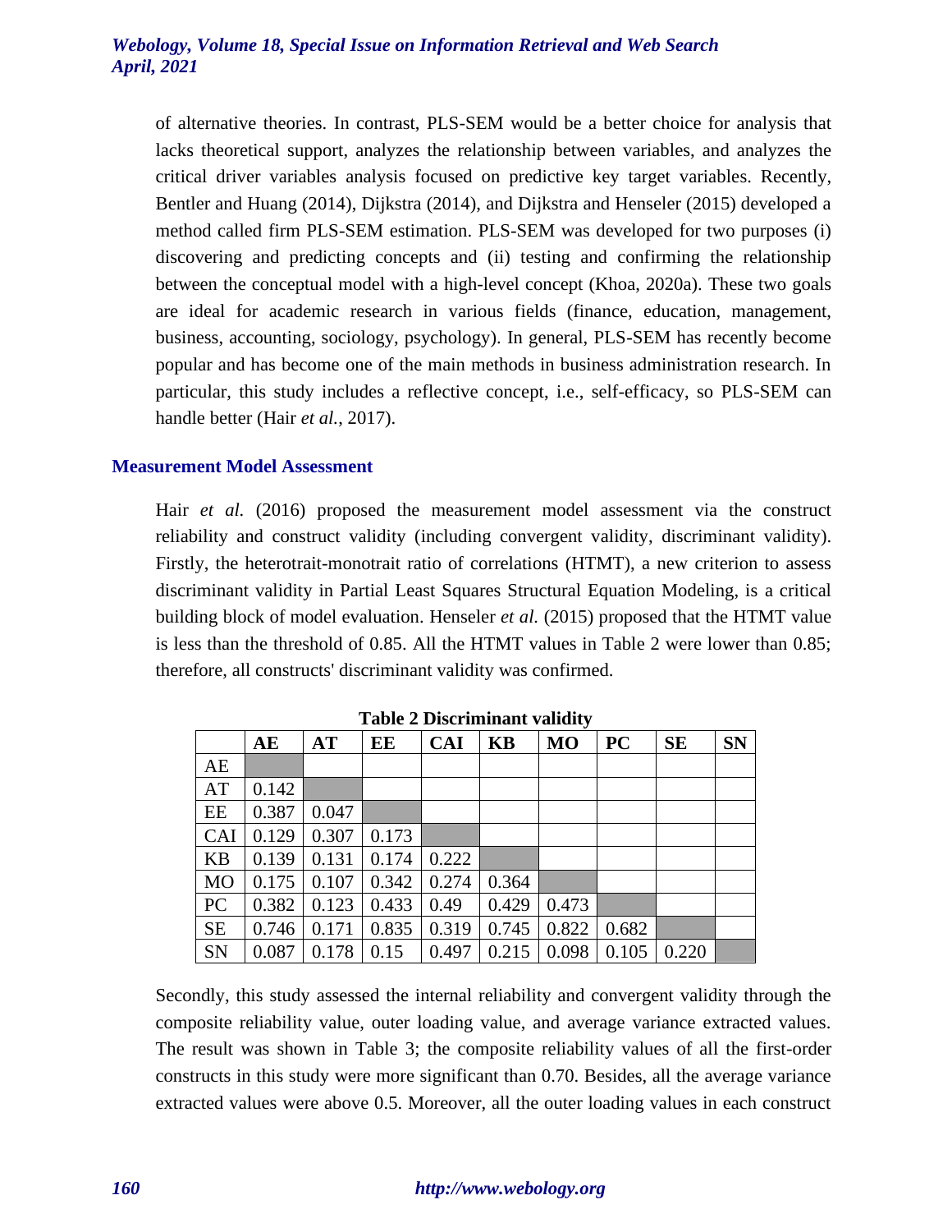of alternative theories. In contrast, PLS-SEM would be a better choice for analysis that lacks theoretical support, analyzes the relationship between variables, and analyzes the critical driver variables analysis focused on predictive key target variables. Recently, Bentler and Huang (2014), Dijkstra (2014), and Dijkstra and Henseler (2015) developed a method called firm PLS-SEM estimation. PLS-SEM was developed for two purposes (i) discovering and predicting concepts and (ii) testing and confirming the relationship between the conceptual model with a high-level concept (Khoa, 2020a). These two goals are ideal for academic research in various fields (finance, education, management, business, accounting, sociology, psychology). In general, PLS-SEM has recently become popular and has become one of the main methods in business administration research. In particular, this study includes a reflective concept, i.e., self-efficacy, so PLS-SEM can handle better (Hair *et al.*, 2017).

## Measurement Model Assessment

Hair *et al.* (2016) proposed the measurement model assessment via the construct reliability and construct validity (including convergent validity, discriminant validity). Firstly, the heterotrait-monotrait ratio of correlations (HTMT), a new criterion to assess discriminant validity in Partial Least Squares Structural Equation Modeling, is a critical building block of model evaluation. Henseler *et al.* (2015) proposed that the HTMT value is less than the threshold of 0.85. All the HTMT values in Table 2 were lower than 0.85; therefore, all constructs' discriminant validity was confirmed.

**Table 2 Discriminant validity**

| | AE | AT | EE | CAI | KB | MO | PC | SE | SN |
|---|---|---|---|---|---|---|---|---|---|
| AE | | | | | | | | | |
| AT | 0.142 | | | | | | | | |
| EE | 0.387 | 0.047 | | | | | | | |
| CAI | 0.129 | 0.307 | 0.173 | | | | | | |
| KB | 0.139 | 0.131 | 0.174 | 0.222 | | | | | |
| MO | 0.175 | 0.107 | 0.342 | 0.274 | 0.364 | | | | |
| PC | 0.382 | 0.123 | 0.433 | 0.49 | 0.429 | 0.473 | | | |
| SE | 0.746 | 0.171 | 0.835 | 0.319 | 0.745 | 0.822 | 0.682 | | |
| SN | 0.087 | 0.178 | 0.15 | 0.497 | 0.215 | 0.098 | 0.105 | 0.220 | |

Secondly, this study assessed the internal reliability and convergent validity through the composite reliability value, outer loading value, and average variance extracted values. The result was shown in Table 3; the composite reliability values of all the first-order constructs in this study were more significant than 0.70. Besides, all the average variance extracted values were above 0.5. Moreover, all the outer loading values in each construct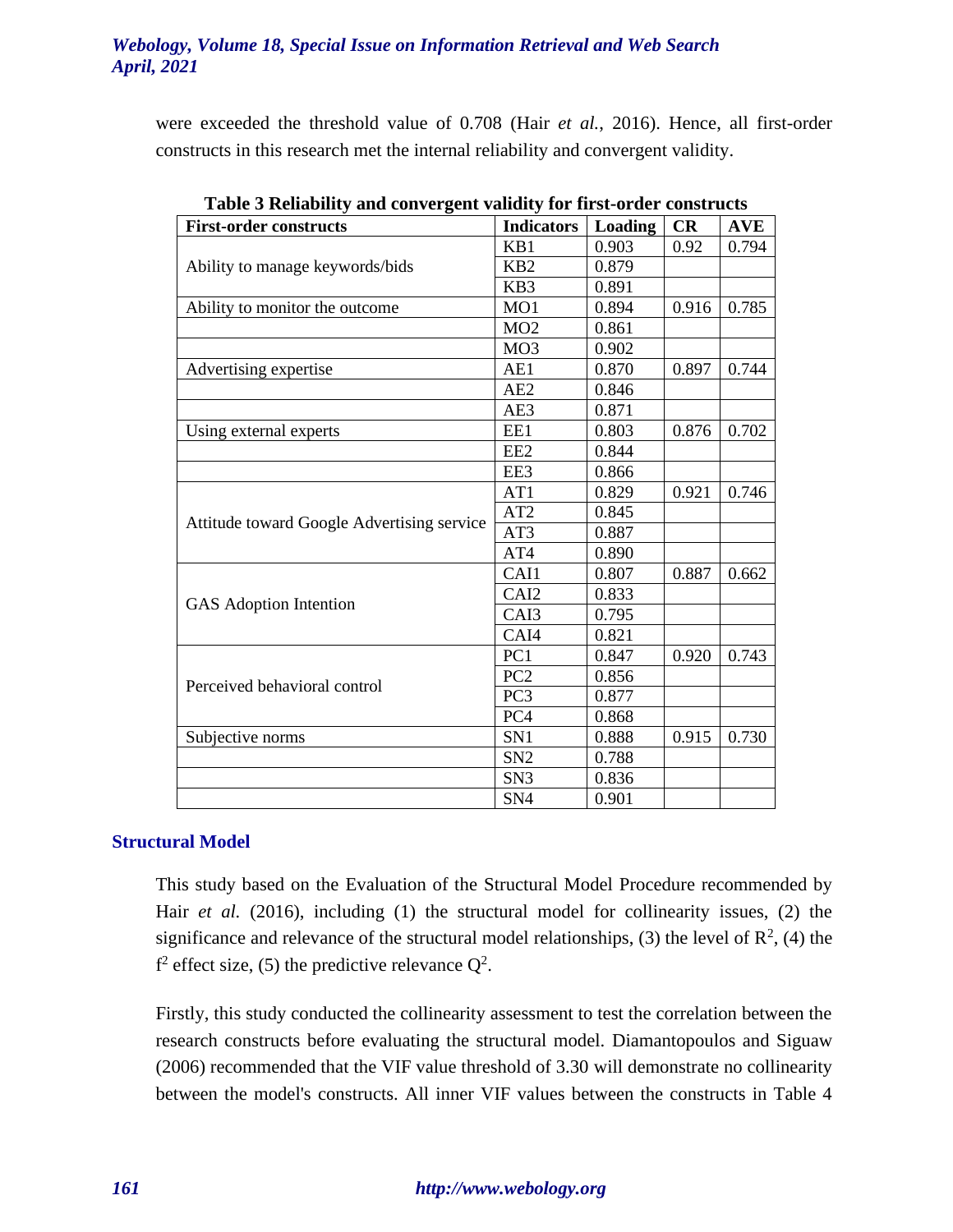were exceeded the threshold value of 0.708 (Hair *et al.*, 2016). Hence, all first-order constructs in this research met the internal reliability and convergent validity.

**Table 3 Reliability and convergent validity for first-order constructs**

| First-order constructs | Indicators | Loading | CR | AVE |
|---|---|---|---|---|
| Ability to manage keywords/bids | KB1 | 0.903 | 0.92 | 0.794 |
| | KB2 | 0.879 | | |
| | KB3 | 0.891 | | |
| Ability to monitor the outcome | MO1 | 0.894 | 0.916 | 0.785 |
| | MO2 | 0.861 | | |
| | MO3 | 0.902 | | |
| Advertising expertise | AE1 | 0.870 | 0.897 | 0.744 |
| | AE2 | 0.846 | | |
| | AE3 | 0.871 | | |
| Using external experts | EE1 | 0.803 | 0.876 | 0.702 |
| | EE2 | 0.844 | | |
| | EE3 | 0.866 | | |
| Attitude toward Google Advertising service | AT1 | 0.829 | 0.921 | 0.746 |
| | AT2 | 0.845 | | |
| | AT3 | 0.887 | | |
| | AT4 | 0.890 | | |
| GAS Adoption Intention | CAI1 | 0.807 | 0.887 | 0.662 |
| | CAI2 | 0.833 | | |
| | CAI3 | 0.795 | | |
| | CAI4 | 0.821 | | |
| Perceived behavioral control | PC1 | 0.847 | 0.920 | 0.743 |
| | PC2 | 0.856 | | |
| | PC3 | 0.877 | | |
| | PC4 | 0.868 | | |
| Subjective norms | SN1 | 0.888 | 0.915 | 0.730 |
| | SN2 | 0.788 | | |
| | SN3 | 0.836 | | |
| | SN4 | 0.901 | | |

## Structural Model

This study based on the Evaluation of the Structural Model Procedure recommended by Hair *et al.* (2016), including (1) the structural model for collinearity issues, (2) the significance and relevance of the structural model relationships, (3) the level of $R^2$, (4) the $f^2$ effect size, (5) the predictive relevance $Q^2$.

Firstly, this study conducted the collinearity assessment to test the correlation between the research constructs before evaluating the structural model. Diamantopoulos and Siguaw (2006) recommended that the VIF value threshold of 3.30 will demonstrate no collinearity between the model's constructs. All inner VIF values between the constructs in Table 4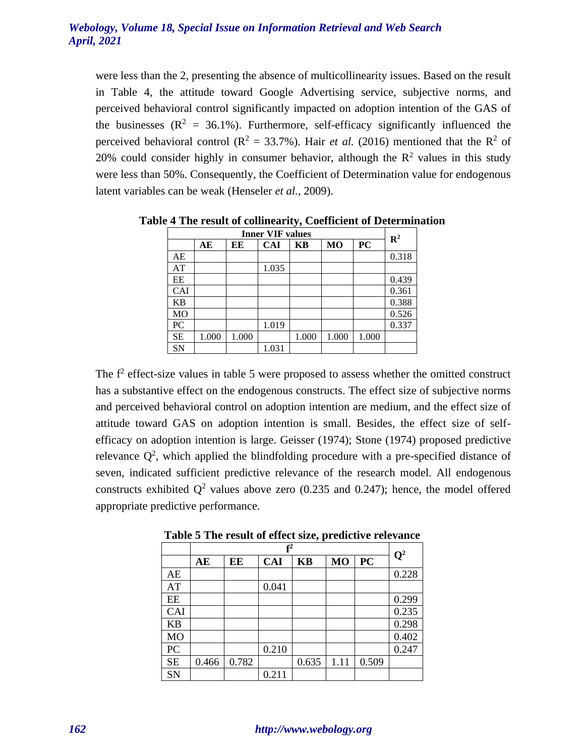were less than the 2, presenting the absence of multicollinearity issues. Based on the result in Table 4, the attitude toward Google Advertising service, subjective norms, and perceived behavioral control significantly impacted on adoption intention of the GAS of the businesses ($R^2$ = 36.1%). Furthermore, self-efficacy significantly influenced the perceived behavioral control ($R^2$ = 33.7%). Hair *et al.* (2016) mentioned that the $R^2$ of 20% could consider highly in consumer behavior, although the $R^2$ values in this study were less than 50%. Consequently, the Coefficient of Determination value for endogenous latent variables can be weak (Henseler *et al.*, 2009).

**Table 4 The result of collinearity, Coefficient of Determination**

| | Inner VIF values | | | | | | $R^2$ |
|---|---|---|---|---|---|---|---|
| | **AE** | **EE** | **CAI** | **KB** | **MO** | **PC** | |
| AE | | | | | | | 0.318 |
| AT | | | 1.035 | | | | |
| EE | | | | | | | 0.439 |
| CAI | | | | | | | 0.361 |
| KB | | | | | | | 0.388 |
| MO | | | | | | | 0.526 |
| PC | | | 1.019 | | | | 0.337 |
| SE | 1.000 | 1.000 | | 1.000 | 1.000 | 1.000 | |
| SN | | | 1.031 | | | | |

The $f^2$ effect-size values in table 5 were proposed to assess whether the omitted construct has a substantive effect on the endogenous constructs. The effect size of subjective norms and perceived behavioral control on adoption intention are medium, and the effect size of attitude toward GAS on adoption intention is small. Besides, the effect size of self-efficacy on adoption intention is large. Geisser (1974); Stone (1974) proposed predictive relevance $Q^2$, which applied the blindfolding procedure with a pre-specified distance of seven, indicated sufficient predictive relevance of the research model. All endogenous constructs exhibited $Q^2$ values above zero (0.235 and 0.247); hence, the model offered appropriate predictive performance.

**Table 5 The result of effect size, predictive relevance**

| | $f^2$ | | | | | | $Q^2$ |
|---|---|---|---|---|---|---|---|
| | **AE** | **EE** | **CAI** | **KB** | **MO** | **PC** | |
| AE | | | | | | | 0.228 |
| AT | | | 0.041 | | | | |
| EE | | | | | | | 0.299 |
| CAI | | | | | | | 0.235 |
| KB | | | | | | | 0.298 |
| MO | | | | | | | 0.402 |
| PC | | | 0.210 | | | | 0.247 |
| SE | 0.466 | 0.782 | | 0.635 | 1.11 | 0.509 | |
| SN | | | 0.211 | | | | |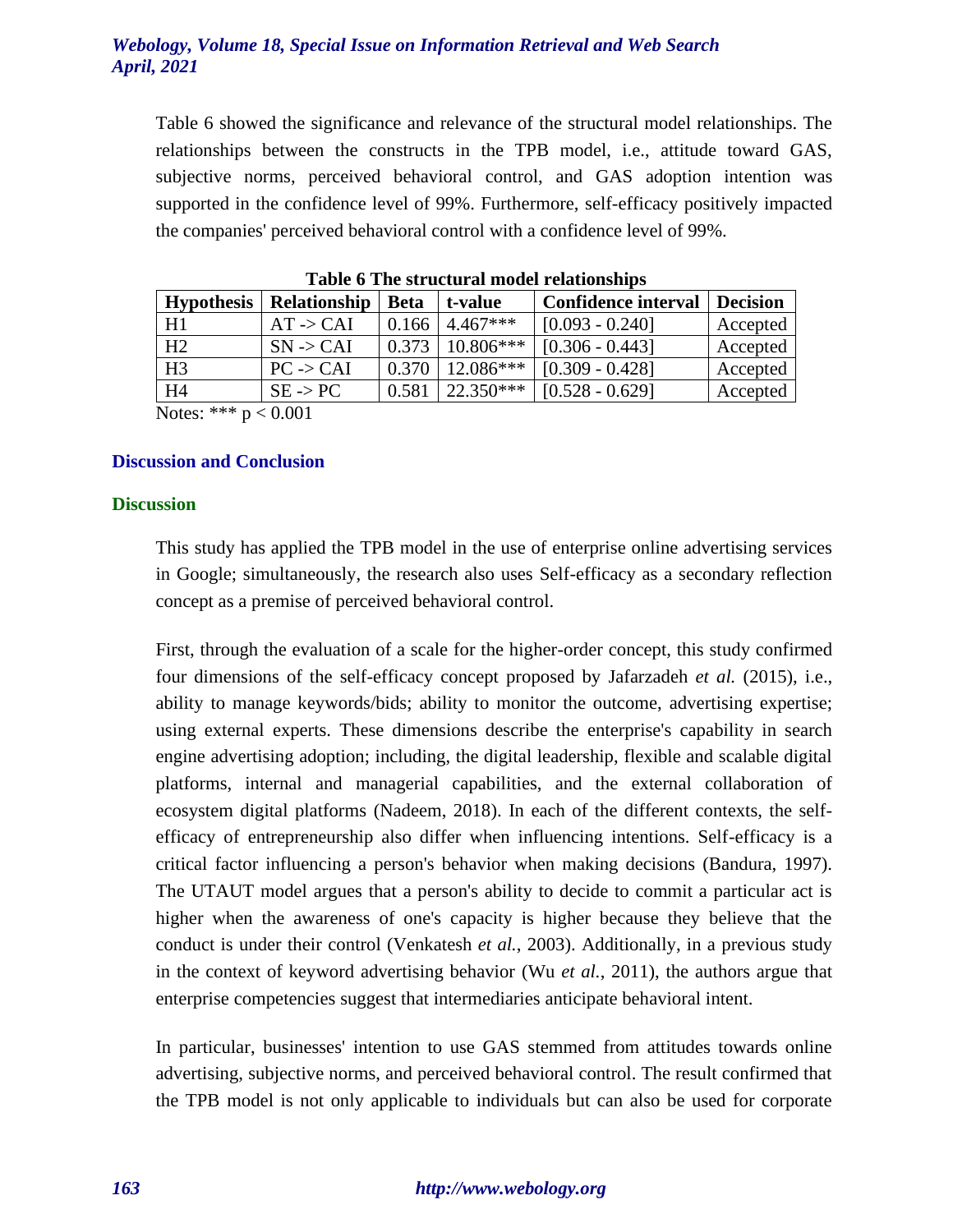Table 6 showed the significance and relevance of the structural model relationships. The relationships between the constructs in the TPB model, i.e., attitude toward GAS, subjective norms, perceived behavioral control, and GAS adoption intention was supported in the confidence level of 99%. Furthermore, self-efficacy positively impacted the companies' perceived behavioral control with a confidence level of 99%.

**Table 6 The structural model relationships**

| Hypothesis | Relationship | Beta | t-value | Confidence interval | Decision |
|---|---|---|---|---|---|
| H1 | AT -> CAI | 0.166 | 4.467*** | [0.093 - 0.240] | Accepted |
| H2 | SN -> CAI | 0.373 | 10.806*** | [0.306 - 0.443] | Accepted |
| H3 | PC -> CAI | 0.370 | 12.086*** | [0.309 - 0.428] | Accepted |
| H4 | SE -> PC | 0.581 | 22.350*** | [0.528 - 0.629] | Accepted |

Notes: *** $p < 0.001$

## Discussion and Conclusion

### Discussion

This study has applied the TPB model in the use of enterprise online advertising services in Google; simultaneously, the research also uses Self-efficacy as a secondary reflection concept as a premise of perceived behavioral control.

First, through the evaluation of a scale for the higher-order concept, this study confirmed four dimensions of the self-efficacy concept proposed by Jafarzadeh *et al.* (2015), i.e., ability to manage keywords/bids; ability to monitor the outcome, advertising expertise; using external experts. These dimensions describe the enterprise's capability in search engine advertising adoption; including, the digital leadership, flexible and scalable digital platforms, internal and managerial capabilities, and the external collaboration of ecosystem digital platforms (Nadeem, 2018). In each of the different contexts, the self-efficacy of entrepreneurship also differ when influencing intentions. Self-efficacy is a critical factor influencing a person's behavior when making decisions (Bandura, 1997). The UTAUT model argues that a person's ability to decide to commit a particular act is higher when the awareness of one's capacity is higher because they believe that the conduct is under their control (Venkatesh *et al.*, 2003). Additionally, in a previous study in the context of keyword advertising behavior (Wu *et al.*, 2011), the authors argue that enterprise competencies suggest that intermediaries anticipate behavioral intent.

In particular, businesses' intention to use GAS stemmed from attitudes towards online advertising, subjective norms, and perceived behavioral control. The result confirmed that the TPB model is not only applicable to individuals but can also be used for corporate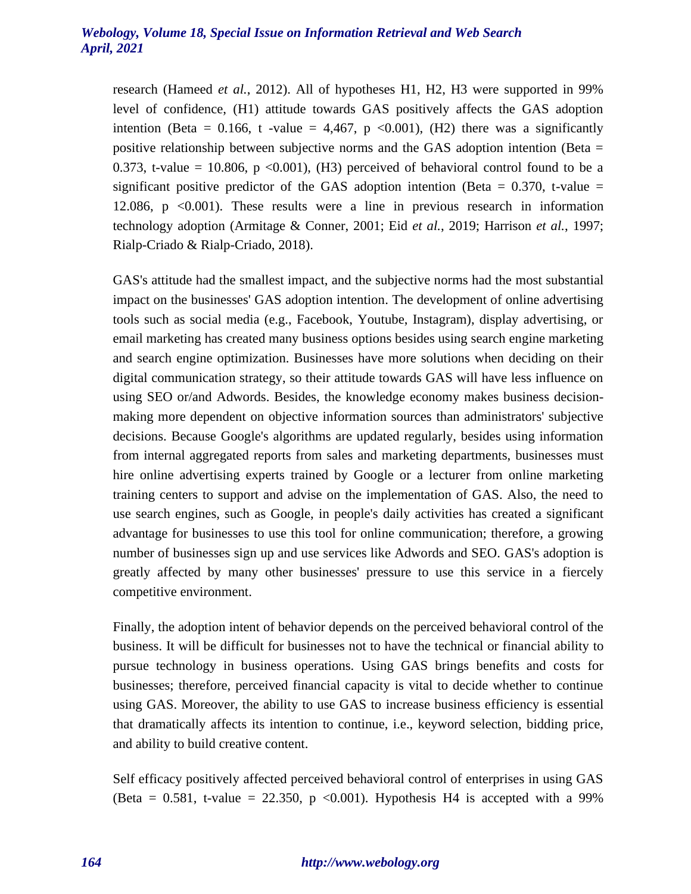research (Hameed *et al.*, 2012). All of hypotheses H1, H2, H3 were supported in 99% level of confidence, (H1) attitude towards GAS positively affects the GAS adoption intention (Beta = 0.166, t -value = 4,467, $p < 0.001$), (H2) there was a significantly positive relationship between subjective norms and the GAS adoption intention (Beta = 0.373, t-value = 10.806, $p < 0.001$), (H3) perceived of behavioral control found to be a significant positive predictor of the GAS adoption intention (Beta = 0.370, t-value = 12.086, $p < 0.001$). These results were a line in previous research in information technology adoption (Armitage & Conner, 2001; Eid *et al.*, 2019; Harrison *et al.*, 1997; Rialp-Criado & Rialp-Criado, 2018).

GAS's attitude had the smallest impact, and the subjective norms had the most substantial impact on the businesses' GAS adoption intention. The development of online advertising tools such as social media (e.g., Facebook, Youtube, Instagram), display advertising, or email marketing has created many business options besides using search engine marketing and search engine optimization. Businesses have more solutions when deciding on their digital communication strategy, so their attitude towards GAS will have less influence on using SEO or/and Adwords. Besides, the knowledge economy makes business decision-making more dependent on objective information sources than administrators' subjective decisions. Because Google's algorithms are updated regularly, besides using information from internal aggregated reports from sales and marketing departments, businesses must hire online advertising experts trained by Google or a lecturer from online marketing training centers to support and advise on the implementation of GAS. Also, the need to use search engines, such as Google, in people's daily activities has created a significant advantage for businesses to use this tool for online communication; therefore, a growing number of businesses sign up and use services like Adwords and SEO. GAS's adoption is greatly affected by many other businesses' pressure to use this service in a fiercely competitive environment.

Finally, the adoption intent of behavior depends on the perceived behavioral control of the business. It will be difficult for businesses not to have the technical or financial ability to pursue technology in business operations. Using GAS brings benefits and costs for businesses; therefore, perceived financial capacity is vital to decide whether to continue using GAS. Moreover, the ability to use GAS to increase business efficiency is essential that dramatically affects its intention to continue, i.e., keyword selection, bidding price, and ability to build creative content.

Self efficacy positively affected perceived behavioral control of enterprises in using GAS (Beta = 0.581, t-value = 22.350, $p < 0.001$). Hypothesis H4 is accepted with a 99%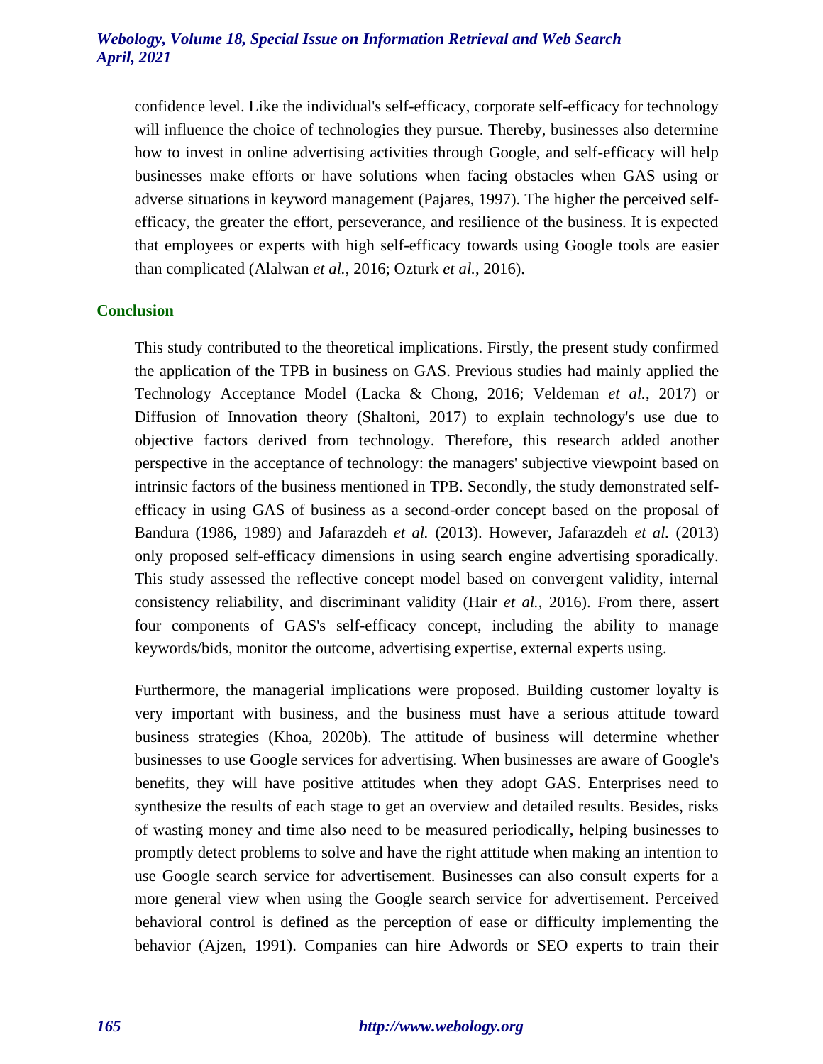confidence level. Like the individual's self-efficacy, corporate self-efficacy for technology will influence the choice of technologies they pursue. Thereby, businesses also determine how to invest in online advertising activities through Google, and self-efficacy will help businesses make efforts or have solutions when facing obstacles when GAS using or adverse situations in keyword management (Pajares, 1997). The higher the perceived self-efficacy, the greater the effort, perseverance, and resilience of the business. It is expected that employees or experts with high self-efficacy towards using Google tools are easier than complicated (Alalwan *et al.*, 2016; Ozturk *et al.*, 2016).

## Conclusion

This study contributed to the theoretical implications. Firstly, the present study confirmed the application of the TPB in business on GAS. Previous studies had mainly applied the Technology Acceptance Model (Lacka & Chong, 2016; Veldeman *et al.*, 2017) or Diffusion of Innovation theory (Shaltoni, 2017) to explain technology's use due to objective factors derived from technology. Therefore, this research added another perspective in the acceptance of technology: the managers' subjective viewpoint based on intrinsic factors of the business mentioned in TPB. Secondly, the study demonstrated self-efficacy in using GAS of business as a second-order concept based on the proposal of Bandura (1986, 1989) and Jafarazdeh *et al.* (2013). However, Jafarazdeh *et al.* (2013) only proposed self-efficacy dimensions in using search engine advertising sporadically. This study assessed the reflective concept model based on convergent validity, internal consistency reliability, and discriminant validity (Hair *et al.*, 2016). From there, assert four components of GAS's self-efficacy concept, including the ability to manage keywords/bids, monitor the outcome, advertising expertise, external experts using.

Furthermore, the managerial implications were proposed. Building customer loyalty is very important with business, and the business must have a serious attitude toward business strategies (Khoa, 2020b). The attitude of business will determine whether businesses to use Google services for advertising. When businesses are aware of Google's benefits, they will have positive attitudes when they adopt GAS. Enterprises need to synthesize the results of each stage to get an overview and detailed results. Besides, risks of wasting money and time also need to be measured periodically, helping businesses to promptly detect problems to solve and have the right attitude when making an intention to use Google search service for advertisement. Businesses can also consult experts for a more general view when using the Google search service for advertisement. Perceived behavioral control is defined as the perception of ease or difficulty implementing the behavior (Ajzen, 1991). Companies can hire Adwords or SEO experts to train their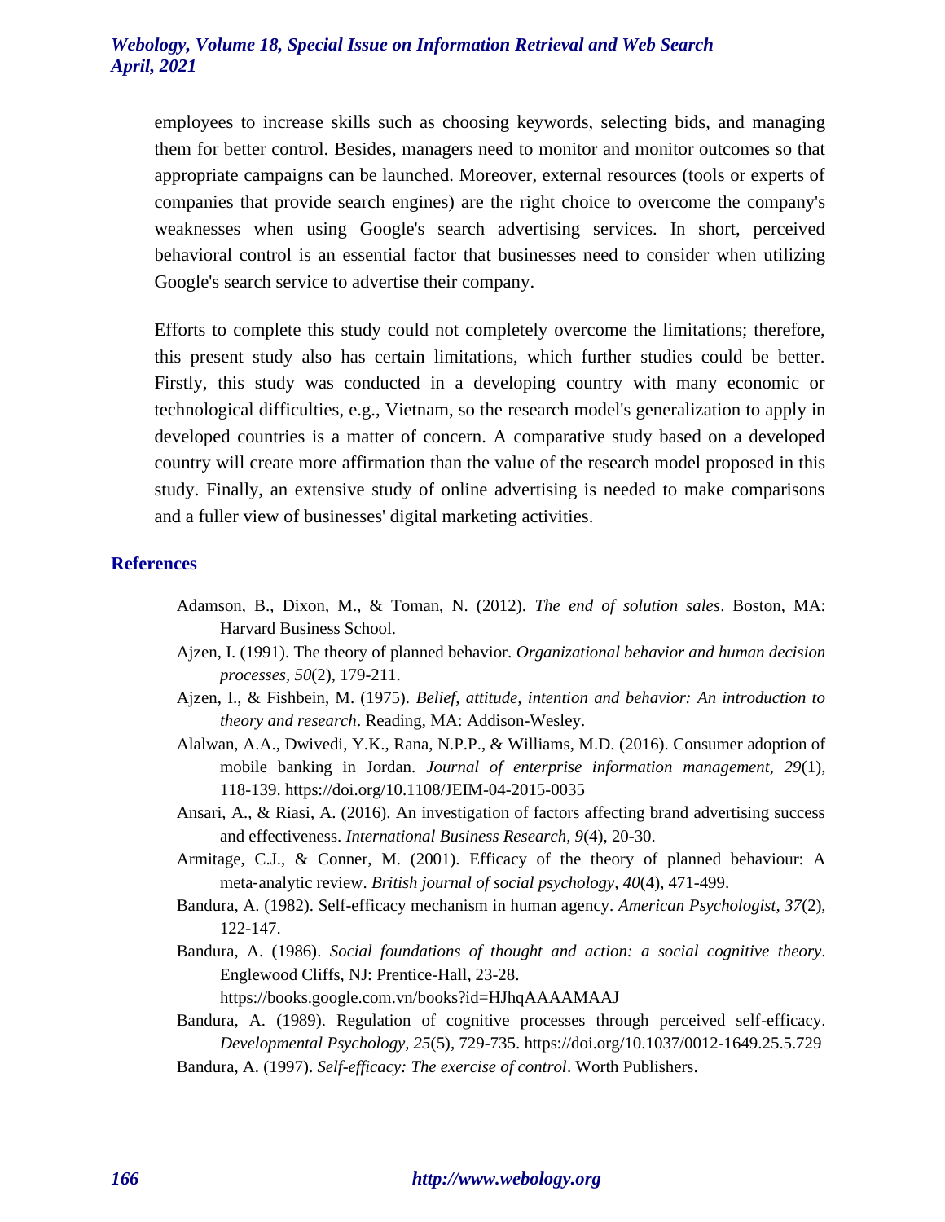employees to increase skills such as choosing keywords, selecting bids, and managing them for better control. Besides, managers need to monitor and monitor outcomes so that appropriate campaigns can be launched. Moreover, external resources (tools or experts of companies that provide search engines) are the right choice to overcome the company's weaknesses when using Google's search advertising services. In short, perceived behavioral control is an essential factor that businesses need to consider when utilizing Google's search service to advertise their company.

Efforts to complete this study could not completely overcome the limitations; therefore, this present study also has certain limitations, which further studies could be better. Firstly, this study was conducted in a developing country with many economic or technological difficulties, e.g., Vietnam, so the research model's generalization to apply in developed countries is a matter of concern. A comparative study based on a developed country will create more affirmation than the value of the research model proposed in this study. Finally, an extensive study of online advertising is needed to make comparisons and a fuller view of businesses' digital marketing activities.

## References

Adamson, B., Dixon, M., & Toman, N. (2012). *The end of solution sales*. Boston, MA: Harvard Business School.

Ajzen, I. (1991). The theory of planned behavior. *Organizational behavior and human decision processes*, *50*(2), 179-211.

Ajzen, I., & Fishbein, M. (1975). *Belief, attitude, intention and behavior: An introduction to theory and research*. Reading, MA: Addison-Wesley.

Alalwan, A.A., Dwivedi, Y.K., Rana, N.P.P., & Williams, M.D. (2016). Consumer adoption of mobile banking in Jordan. *Journal of enterprise information management*, *29*(1), 118-139. https://doi.org/10.1108/JEIM-04-2015-0035

Ansari, A., & Riasi, A. (2016). An investigation of factors affecting brand advertising success and effectiveness. *International Business Research*, *9*(4), 20-30.

Armitage, C.J., & Conner, M. (2001). Efficacy of the theory of planned behaviour: A meta-analytic review. *British journal of social psychology*, *40*(4), 471-499.

Bandura, A. (1982). Self-efficacy mechanism in human agency. *American Psychologist*, *37*(2), 122-147.

Bandura, A. (1986). *Social foundations of thought and action: a social cognitive theory*. Englewood Cliffs, NJ: Prentice-Hall, 23-28. https://books.google.com.vn/books?id=HJhqAAAAMAAJ

Bandura, A. (1989). Regulation of cognitive processes through perceived self-efficacy. *Developmental Psychology*, *25*(5), 729-735. https://doi.org/10.1037/0012-1649.25.5.729

Bandura, A. (1997). *Self-efficacy: The exercise of control*. Worth Publishers.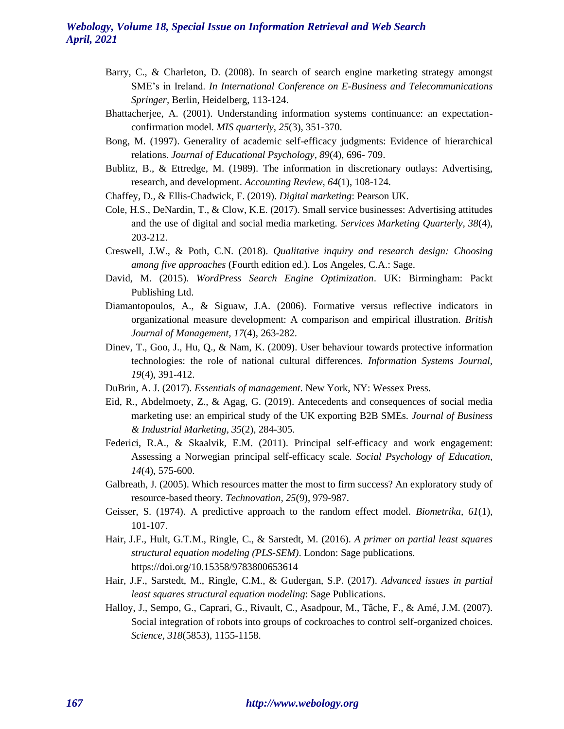Barry, C., & Charleton, D. (2008). In search of search engine marketing strategy amongst SME's in Ireland. *In International Conference on E-Business and Telecommunications Springer,* Berlin, Heidelberg, 113-124.

Bhattacherjee, A. (2001). Understanding information systems continuance: an expectation-confirmation model. *MIS quarterly, 25*(3), 351-370.

Bong, M. (1997). Generality of academic self-efficacy judgments: Evidence of hierarchical relations. *Journal of Educational Psychology, 89*(4), 696- 709.

Bublitz, B., & Ettredge, M. (1989). The information in discretionary outlays: Advertising, research, and development. *Accounting Review, 64*(1), 108-124.

Chaffey, D., & Ellis-Chadwick, F. (2019). *Digital marketing*: Pearson UK.

Cole, H.S., DeNardin, T., & Clow, K.E. (2017). Small service businesses: Advertising attitudes and the use of digital and social media marketing. *Services Marketing Quarterly, 38*(4), 203-212.

Creswell, J.W., & Poth, C.N. (2018). *Qualitative inquiry and research design: Choosing among five approaches* (Fourth edition ed.). Los Angeles, C.A.: Sage.

David, M. (2015). *WordPress Search Engine Optimization*. UK: Birmingham: Packt Publishing Ltd.

Diamantopoulos, A., & Siguaw, J.A. (2006). Formative versus reflective indicators in organizational measure development: A comparison and empirical illustration. *British Journal of Management, 17*(4), 263-282.

Dinev, T., Goo, J., Hu, Q., & Nam, K. (2009). User behaviour towards protective information technologies: the role of national cultural differences. *Information Systems Journal, 19*(4), 391-412.

DuBrin, A. J. (2017). *Essentials of management*. New York, NY: Wessex Press.

Eid, R., Abdelmoety, Z., & Agag, G. (2019). Antecedents and consequences of social media marketing use: an empirical study of the UK exporting B2B SMEs. *Journal of Business & Industrial Marketing, 35*(2), 284-305.

Federici, R.A., & Skaalvik, E.M. (2011). Principal self-efficacy and work engagement: Assessing a Norwegian principal self-efficacy scale. *Social Psychology of Education, 14*(4), 575-600.

Galbreath, J. (2005). Which resources matter the most to firm success? An exploratory study of resource-based theory. *Technovation, 25*(9), 979-987.

Geisser, S. (1974). A predictive approach to the random effect model. *Biometrika, 61*(1), 101-107.

Hair, J.F., Hult, G.T.M., Ringle, C., & Sarstedt, M. (2016). *A primer on partial least squares structural equation modeling (PLS-SEM)*. London: Sage publications. https://doi.org/10.15358/9783800653614

Hair, J.F., Sarstedt, M., Ringle, C.M., & Gudergan, S.P. (2017). *Advanced issues in partial least squares structural equation modeling*: Sage Publications.

Halloy, J., Sempo, G., Caprari, G., Rivault, C., Asadpour, M., Tâche, F., & Amé, J.M. (2007). Social integration of robots into groups of cockroaches to control self-organized choices. *Science, 318*(5853), 1155-1158.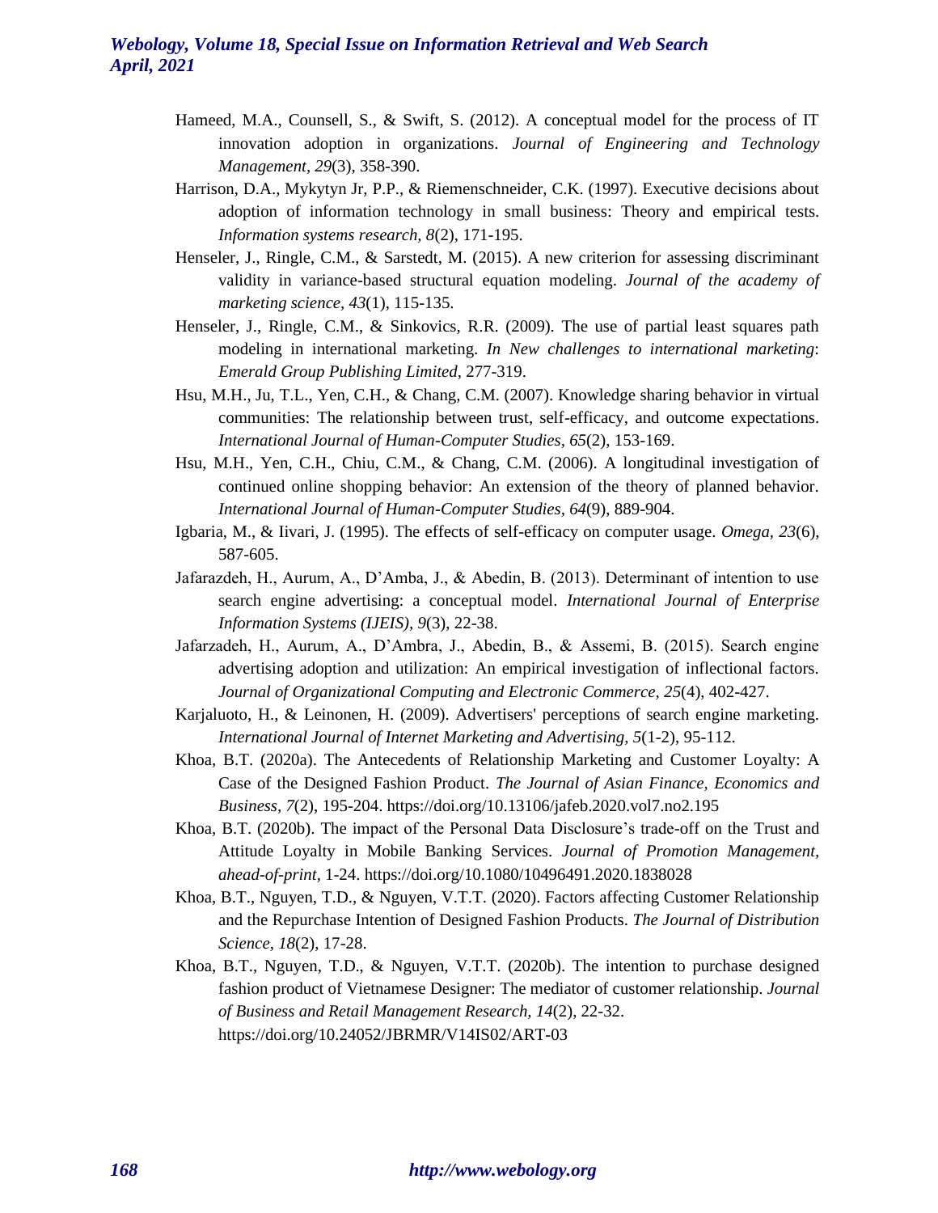Hameed, M.A., Counsell, S., & Swift, S. (2012). A conceptual model for the process of IT innovation adoption in organizations. *Journal of Engineering and Technology Management, 29*(3), 358-390.

Harrison, D.A., Mykytyn Jr, P.P., & Riemenschneider, C.K. (1997). Executive decisions about adoption of information technology in small business: Theory and empirical tests. *Information systems research, 8*(2), 171-195.

Henseler, J., Ringle, C.M., & Sarstedt, M. (2015). A new criterion for assessing discriminant validity in variance-based structural equation modeling. *Journal of the academy of marketing science, 43*(1), 115-135.

Henseler, J., Ringle, C.M., & Sinkovics, R.R. (2009). The use of partial least squares path modeling in international marketing. *In New challenges to international marketing*: *Emerald Group Publishing Limited*, 277-319.

Hsu, M.H., Ju, T.L., Yen, C.H., & Chang, C.M. (2007). Knowledge sharing behavior in virtual communities: The relationship between trust, self-efficacy, and outcome expectations. *International Journal of Human-Computer Studies, 65*(2), 153-169.

Hsu, M.H., Yen, C.H., Chiu, C.M., & Chang, C.M. (2006). A longitudinal investigation of continued online shopping behavior: An extension of the theory of planned behavior. *International Journal of Human-Computer Studies, 64*(9), 889-904.

Igbaria, M., & Iivari, J. (1995). The effects of self-efficacy on computer usage. *Omega, 23*(6), 587-605.

Jafarazdeh, H., Aurum, A., D'Amba, J., & Abedin, B. (2013). Determinant of intention to use search engine advertising: a conceptual model. *International Journal of Enterprise Information Systems (IJEIS), 9*(3), 22-38.

Jafarzadeh, H., Aurum, A., D'Ambra, J., Abedin, B., & Assemi, B. (2015). Search engine advertising adoption and utilization: An empirical investigation of inflectional factors. *Journal of Organizational Computing and Electronic Commerce, 25*(4), 402-427.

Karjaluoto, H., & Leinonen, H. (2009). Advertisers' perceptions of search engine marketing. *International Journal of Internet Marketing and Advertising, 5*(1-2), 95-112.

Khoa, B.T. (2020a). The Antecedents of Relationship Marketing and Customer Loyalty: A Case of the Designed Fashion Product. *The Journal of Asian Finance, Economics and Business, 7*(2), 195-204. https://doi.org/10.13106/jafeb.2020.vol7.no2.195

Khoa, B.T. (2020b). The impact of the Personal Data Disclosure's trade-off on the Trust and Attitude Loyalty in Mobile Banking Services. *Journal of Promotion Management, ahead-of-print*, 1-24. https://doi.org/10.1080/10496491.2020.1838028

Khoa, B.T., Nguyen, T.D., & Nguyen, V.T.T. (2020). Factors affecting Customer Relationship and the Repurchase Intention of Designed Fashion Products. *The Journal of Distribution Science, 18*(2), 17-28.

Khoa, B.T., Nguyen, T.D., & Nguyen, V.T.T. (2020b). The intention to purchase designed fashion product of Vietnamese Designer: The mediator of customer relationship. *Journal of Business and Retail Management Research, 14*(2), 22-32. https://doi.org/10.24052/JBRMR/V14IS02/ART-03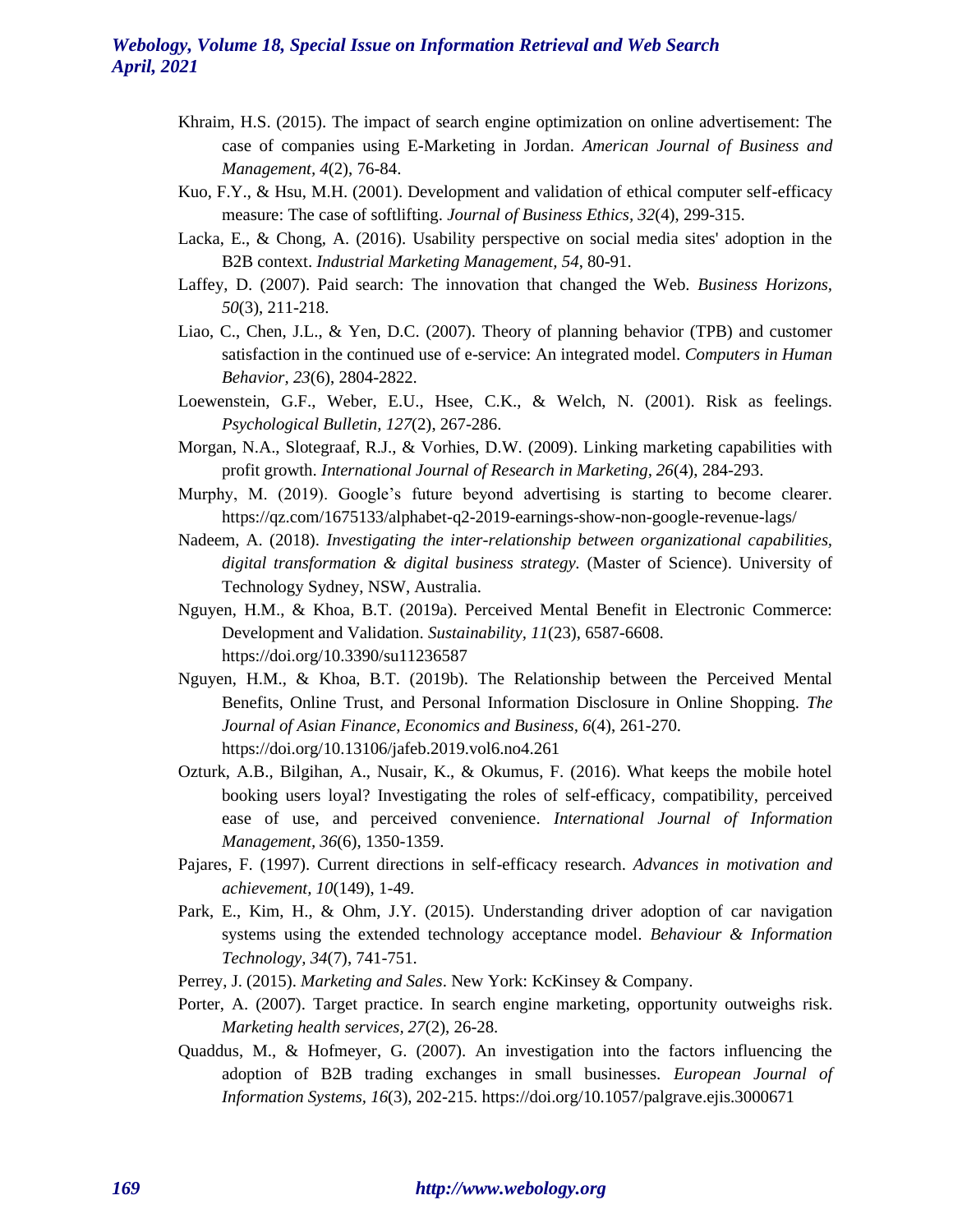Khraim, H.S. (2015). The impact of search engine optimization on online advertisement: The case of companies using E-Marketing in Jordan. *American Journal of Business and Management, 4*(2), 76-84.

Kuo, F.Y., & Hsu, M.H. (2001). Development and validation of ethical computer self-efficacy measure: The case of softlifting. *Journal of Business Ethics, 32*(4), 299-315.

Lacka, E., & Chong, A. (2016). Usability perspective on social media sites' adoption in the B2B context. *Industrial Marketing Management, 54*, 80-91.

Laffey, D. (2007). Paid search: The innovation that changed the Web. *Business Horizons, 50*(3), 211-218.

Liao, C., Chen, J.L., & Yen, D.C. (2007). Theory of planning behavior (TPB) and customer satisfaction in the continued use of e-service: An integrated model. *Computers in Human Behavior, 23*(6), 2804-2822.

Loewenstein, G.F., Weber, E.U., Hsee, C.K., & Welch, N. (2001). Risk as feelings. *Psychological Bulletin, 127*(2), 267-286.

Morgan, N.A., Slotegraaf, R.J., & Vorhies, D.W. (2009). Linking marketing capabilities with profit growth. *International Journal of Research in Marketing, 26*(4), 284-293.

Murphy, M. (2019). Google's future beyond advertising is starting to become clearer. https://qz.com/1675133/alphabet-q2-2019-earnings-show-non-google-revenue-lags/

Nadeem, A. (2018). *Investigating the inter-relationship between organizational capabilities, digital transformation & digital business strategy.* (Master of Science). University of Technology Sydney, NSW, Australia.

Nguyen, H.M., & Khoa, B.T. (2019a). Perceived Mental Benefit in Electronic Commerce: Development and Validation. *Sustainability, 11*(23), 6587-6608. https://doi.org/10.3390/su11236587

Nguyen, H.M., & Khoa, B.T. (2019b). The Relationship between the Perceived Mental Benefits, Online Trust, and Personal Information Disclosure in Online Shopping. *The Journal of Asian Finance, Economics and Business, 6*(4), 261-270. https://doi.org/10.13106/jafeb.2019.vol6.no4.261

Ozturk, A.B., Bilgihan, A., Nusair, K., & Okumus, F. (2016). What keeps the mobile hotel booking users loyal? Investigating the roles of self-efficacy, compatibility, perceived ease of use, and perceived convenience. *International Journal of Information Management, 36*(6), 1350-1359.

Pajares, F. (1997). Current directions in self-efficacy research. *Advances in motivation and achievement, 10*(149), 1-49.

Park, E., Kim, H., & Ohm, J.Y. (2015). Understanding driver adoption of car navigation systems using the extended technology acceptance model. *Behaviour & Information Technology, 34*(7), 741-751.

Perrey, J. (2015). *Marketing and Sales*. New York: KcKinsey & Company.

Porter, A. (2007). Target practice. In search engine marketing, opportunity outweighs risk. *Marketing health services, 27*(2), 26-28.

Quaddus, M., & Hofmeyer, G. (2007). An investigation into the factors influencing the adoption of B2B trading exchanges in small businesses. *European Journal of Information Systems, 16*(3), 202-215. https://doi.org/10.1057/palgrave.ejis.3000671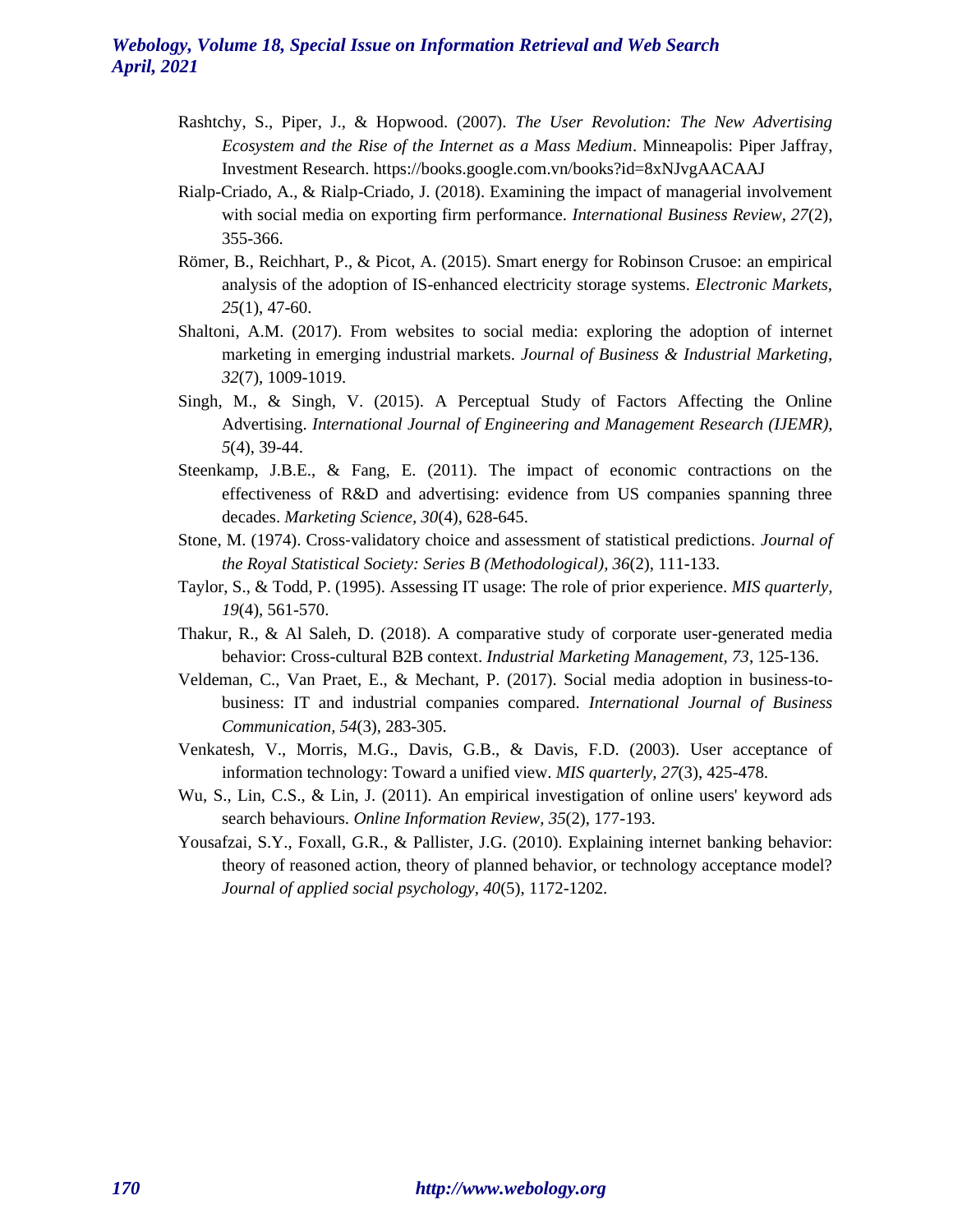Rashtchy, S., Piper, J., & Hopwood. (2007). *The User Revolution: The New Advertising Ecosystem and the Rise of the Internet as a Mass Medium*. Minneapolis: Piper Jaffray, Investment Research. https://books.google.com.vn/books?id=8xNJvgAACAAJ

Rialp-Criado, A., & Rialp-Criado, J. (2018). Examining the impact of managerial involvement with social media on exporting firm performance. *International Business Review*, *27*(2), 355-366.

Römer, B., Reichhart, P., & Picot, A. (2015). Smart energy for Robinson Crusoe: an empirical analysis of the adoption of IS-enhanced electricity storage systems. *Electronic Markets*, *25*(1), 47-60.

Shaltoni, A.M. (2017). From websites to social media: exploring the adoption of internet marketing in emerging industrial markets. *Journal of Business & Industrial Marketing*, *32*(7), 1009-1019.

Singh, M., & Singh, V. (2015). A Perceptual Study of Factors Affecting the Online Advertising. *International Journal of Engineering and Management Research (IJEMR)*, *5*(4), 39-44.

Steenkamp, J.B.E., & Fang, E. (2011). The impact of economic contractions on the effectiveness of R&D and advertising: evidence from US companies spanning three decades. *Marketing Science*, *30*(4), 628-645.

Stone, M. (1974). Cross‐validatory choice and assessment of statistical predictions. *Journal of the Royal Statistical Society: Series B (Methodological)*, *36*(2), 111-133.

Taylor, S., & Todd, P. (1995). Assessing IT usage: The role of prior experience. *MIS quarterly*, *19*(4), 561-570.

Thakur, R., & Al Saleh, D. (2018). A comparative study of corporate user-generated media behavior: Cross-cultural B2B context. *Industrial Marketing Management*, *73*, 125-136.

Veldeman, C., Van Praet, E., & Mechant, P. (2017). Social media adoption in business-to-business: IT and industrial companies compared. *International Journal of Business Communication*, *54*(3), 283-305.

Venkatesh, V., Morris, M.G., Davis, G.B., & Davis, F.D. (2003). User acceptance of information technology: Toward a unified view. *MIS quarterly*, *27*(3), 425-478.

Wu, S., Lin, C.S., & Lin, J. (2011). An empirical investigation of online users' keyword ads search behaviours. *Online Information Review*, *35*(2), 177-193.

Yousafzai, S.Y., Foxall, G.R., & Pallister, J.G. (2010). Explaining internet banking behavior: theory of reasoned action, theory of planned behavior, or technology acceptance model? *Journal of applied social psychology*, *40*(5), 1172-1202.